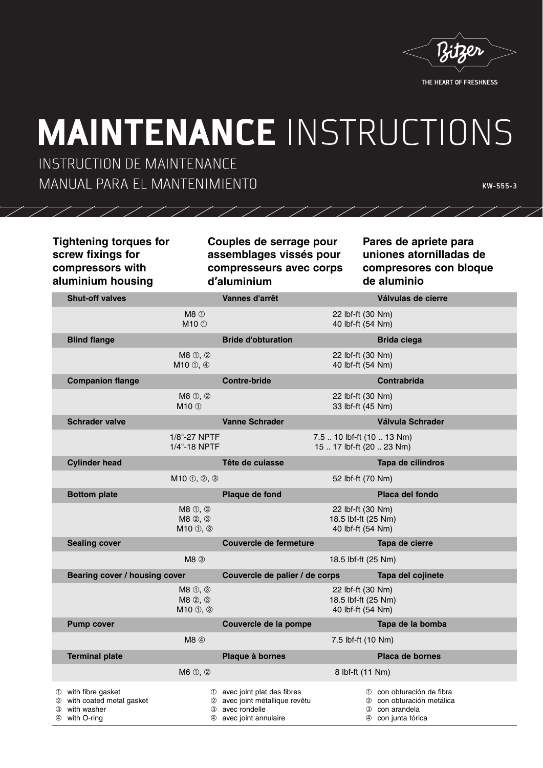# MAINTENANCE INSTRUCTIONS

INSTRUCTION DE MAINTENANCE

MANUAL PARA EL MANTENIMIENTO

KW-555-3

## Tightening torques for screw fixings for compressors with aluminium housing

## Couples de serrage pour assemblages vissés pour compresseurs avec corps d'aluminium

## Pares de apriete para uniones atornilladas de compresores con bloque de aluminio

| | | |
|---|---|---|
| **Shut-off valves** | **Vannes d'arrêt** | **Válvulas de cierre** |
| M8 ① | 22 lbf-ft (30 Nm) | |
| M10 ① | 40 lbf-ft (54 Nm) | |
| **Blind flange** | **Bride d'obturation** | **Brida ciega** |
| M8 ①, ② | 22 lbf-ft (30 Nm) | |
| M10 ①, ④ | 40 lbf-ft (54 Nm) | |
| **Companion flange** | **Contre-bride** | **Contrabrida** |
| M8 ①, ② | 22 lbf-ft (30 Nm) | |
| M10 ① | 33 lbf-ft (45 Nm) | |
| **Schrader valve** | **Vanne Schrader** | **Válvula Schrader** |
| 1/8"-27 NPTF | 7.5 .. 10 lbf-ft (10 .. 13 Nm) | |
| 1/4"-18 NPTF | 15 .. 17 lbf-ft (20 .. 23 Nm) | |
| **Cylinder head** | **Tête de culasse** | **Tapa de cilindros** |
| M10 ①, ②, ③ | 52 lbf-ft (70 Nm) | |
| **Bottom plate** | **Plaque de fond** | **Placa del fondo** |
| M8 ①, ③ | 22 lbf-ft (30 Nm) | |
| M8 ②, ③ | 18.5 lbf-ft (25 Nm) | |
| M10 ①, ③ | 40 lbf-ft (54 Nm) | |
| **Sealing cover** | **Couvercle de fermeture** | **Tapa de cierre** |
| M8 ③ | 18.5 lbf-ft (25 Nm) | |
| **Bearing cover / housing cover** | **Couvercle de palier / de corps** | **Tapa del cojinete** |
| M8 ①, ③ | 22 lbf-ft (30 Nm) | |
| M8 ②, ③ | 18.5 lbf-ft (25 Nm) | |
| M10 ①, ③ | 40 lbf-ft (54 Nm) | |
| **Pump cover** | **Couvercle de la pompe** | **Tapa de la bomba** |
| M8 ④ | 7.5 lbf-ft (10 Nm) | |
| **Terminal plate** | **Plaque à bornes** | **Placa de bornes** |
| M6 ①, ② | 8 lbf-ft (11 Nm) | |

① with fibre gasket
② with coated metal gasket
③ with washer
④ with O-ring

① avec joint plat des fibres
② avec joint métallique revêtu
③ avec rondelle
④ avec joint annulaire

① con obturación de fibra
② con obturación metálica
③ con arandela
④ con junta tórica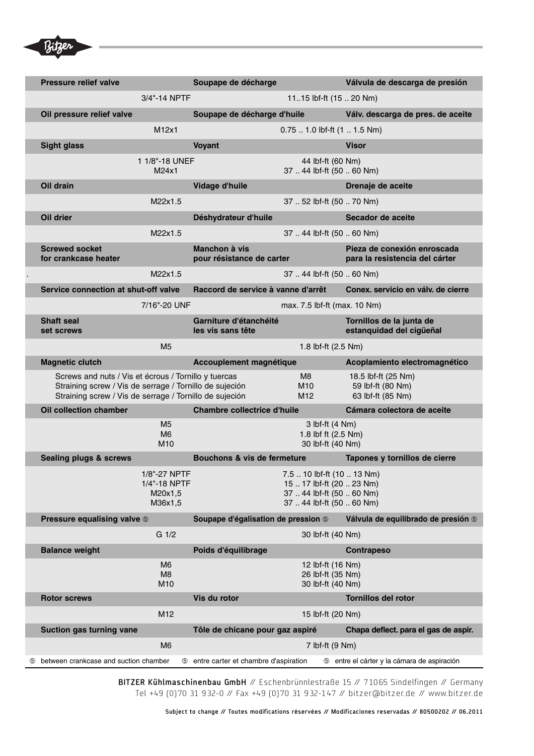| Pressure relief valve | Soupape de décharge | Válvula de descarga de presión |
|---|---|---|
| 3/4"-14 NPTF | 11..15 lbf-ft (15 .. 20 Nm) | |
| **Oil pressure relief valve** | **Soupape de décharge d'huile** | **Válv. descarga de pres. de aceite** |
| M12x1 | 0.75 .. 1.0 lbf-ft (1 .. 1.5 Nm) | |
| **Sight glass** | **Voyant** | **Visor** |
| 1 1/8"-18 UNEF<br>M24x1 | 44 lbf-ft (60 Nm)<br>37 .. 44 lbf-ft (50 .. 60 Nm) | |
| **Oil drain** | **Vidage d'huile** | **Drenaje de aceite** |
| M22x1.5 | 37 .. 52 lbf-ft (50 .. 70 Nm) | |
| **Oil drier** | **Déshydrateur d'huile** | **Secador de aceite** |
| M22x1.5 | 37 .. 44 lbf-ft (50 .. 60 Nm) | |
| **Screwed socket for crankcase heater** | **Manchon à vis pour résistance de carter** | **Pieza de conexión enroscada para la resistencia del cárter** |
| M22x1.5 | 37 .. 44 lbf-ft (50 .. 60 Nm) | |
| **Service connection at shut-off valve** | **Raccord de service à vanne d'arrêt** | **Conex. servicio en válv. de cierre** |
| 7/16"-20 UNF | max. 7.5 lbf-ft (max. 10 Nm) | |
| **Shaft seal set screws** | **Garniture d'étanchéité les vis sans tête** | **Tornillos de la junta de estanquidad del cigüeñal** |
| M5 | 1.8 lbf-ft (2.5 Nm) | |
| **Magnetic clutch** | **Accouplement magnétique** | **Acoplamiento electromagnético** |
| Screws and nuts / Vis et écrous / Tornillo y tuercas | M8 | 18.5 lbf-ft (25 Nm) |
| Straining screw / Vis de serrage / Tornillo de sujeción | M10 | 59 lbf-ft (80 Nm) |
| Straining screw / Vis de serrage / Tornillo de sujeción | M12 | 63 lbf-ft (85 Nm) |
| **Oil collection chamber** | **Chambre collectrice d'huile** | **Cámara colectora de aceite** |
| M5<br>M6<br>M10 | 3 lbf-ft (4 Nm)<br>1.8 lbf ft (2.5 Nm)<br>30 lbf-ft (40 Nm) | |
| **Sealing plugs & screws** | **Bouchons & vis de fermeture** | **Tapones y tornillos de cierre** |
| 1/8"-27 NPTF<br>1/4"-18 NPTF<br>M20x1,5<br>M36x1,5 | 7.5 .. 10 lbf-ft (10 .. 13 Nm)<br>15 .. 17 lbf-ft (20 .. 23 Nm)<br>37 .. 44 lbf-ft (50 .. 60 Nm)<br>37 .. 44 lbf-ft (50 .. 60 Nm) | |
| **Pressure equalising valve ⑤** | **Soupape d'égalisation de pression ⑤** | **Válvula de equilibrado de presión ⑤** |
| G 1/2 | 30 lbf-ft (40 Nm) | |
| **Balance weight** | **Poids d'équilibrage** | **Contrapeso** |
| M6<br>M8<br>M10 | 12 lbf-ft (16 Nm)<br>26 lbf-ft (35 Nm)<br>30 lbf-ft (40 Nm) | |
| **Rotor screws** | **Vis du rotor** | **Tornillos del rotor** |
| M12 | 15 lbf-ft (20 Nm) | |
| **Suction gas turning vane** | **Tôle de chicane pour gaz aspiré** | **Chapa deflect. para el gas de aspir.** |
| M6 | 7 lbf-ft (9 Nm) | |

⑤ between crankcase and suction chamber ⑤ entre carter et chambre d'aspiration ⑤ entre el cárter y la cámara de aspiración

**BITZER Kühlmaschinenbau GmbH** // Eschenbrünnlestraße 15 // 71065 Sindelfingen // Germany
Tel +49 (0)70 31 932-0 // Fax +49 (0)70 31 932-147 // bitzer@bitzer.de // www.bitzer.de

Subject to change // Toutes modifications réservées // Modificaciones reservadas // 80500202 // 06.2011